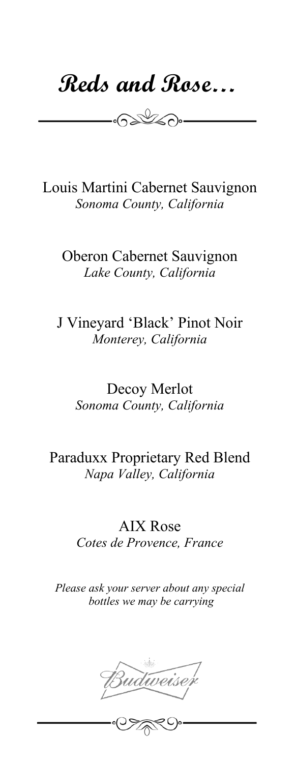# Reds and Rose…

Louis Martini Cabernet Sauvignon
*Sonoma County, California*

Oberon Cabernet Sauvignon
*Lake County, California*

J Vineyard 'Black' Pinot Noir
*Monterey, California*

Decoy Merlot
*Sonoma County, California*

Paraduxx Proprietary Red Blend
*Napa Valley, California*

AIX Rose
*Cotes de Provence, France*

*Please ask your server about any special bottles we may be carrying*

Budweiser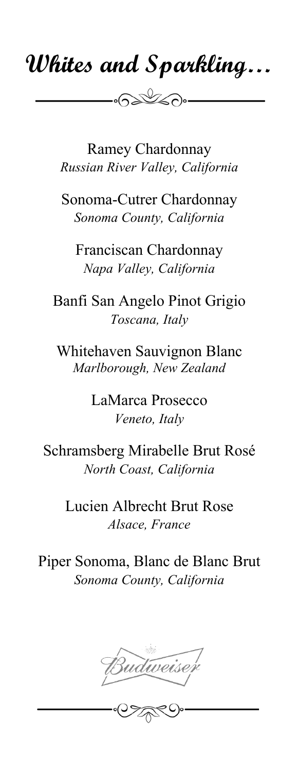# Whites and Sparkling...

Ramey Chardonnay
*Russian River Valley, California*

Sonoma-Cutrer Chardonnay
*Sonoma County, California*

Franciscan Chardonnay
*Napa Valley, California*

Banfi San Angelo Pinot Grigio
*Toscana, Italy*

Whitehaven Sauvignon Blanc
*Marlborough, New Zealand*

LaMarca Prosecco
*Veneto, Italy*

Schramsberg Mirabelle Brut Rosé
*North Coast, California*

Lucien Albrecht Brut Rose
*Alsace, France*

Piper Sonoma, Blanc de Blanc Brut
*Sonoma County, California*

Budweiser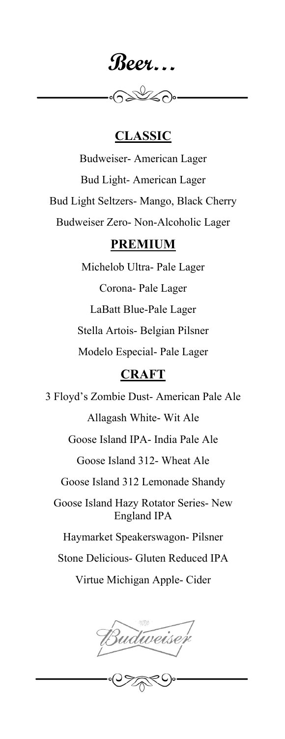# Beer...

## CLASSIC

Budweiser- American Lager

Bud Light- American Lager

Bud Light Seltzers- Mango, Black Cherry

Budweiser Zero- Non-Alcoholic Lager

## PREMIUM

Michelob Ultra- Pale Lager

Corona- Pale Lager

LaBatt Blue-Pale Lager

Stella Artois- Belgian Pilsner

Modelo Especial- Pale Lager

## CRAFT

3 Floyd's Zombie Dust- American Pale Ale

Allagash White- Wit Ale

Goose Island IPA- India Pale Ale

Goose Island 312- Wheat Ale

Goose Island 312 Lemonade Shandy

Goose Island Hazy Rotator Series- New England IPA

Haymarket Speakerswagon- Pilsner

Stone Delicious- Gluten Reduced IPA

Virtue Michigan Apple- Cider

Budweiser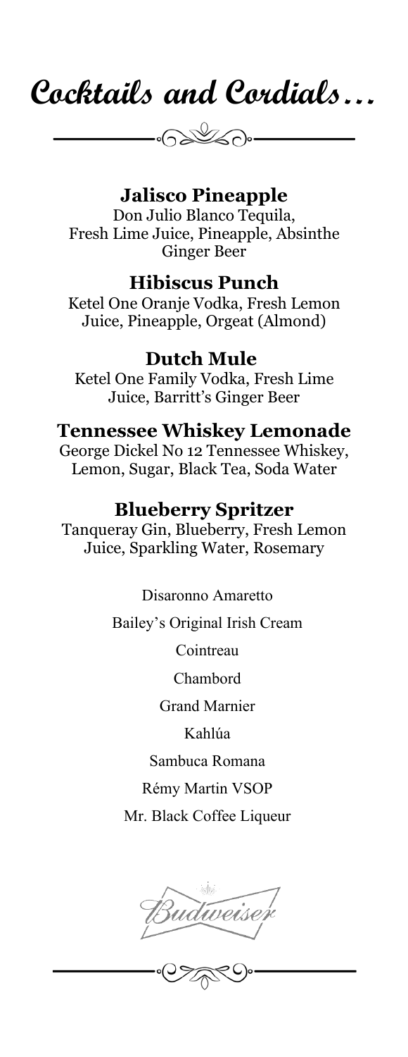# Cocktails and Cordials…

### Jalisco Pineapple

Don Julio Blanco Tequila, Fresh Lime Juice, Pineapple, Absinthe Ginger Beer

### Hibiscus Punch

Ketel One Oranje Vodka, Fresh Lemon Juice, Pineapple, Orgeat (Almond)

### Dutch Mule

Ketel One Family Vodka, Fresh Lime Juice, Barritt's Ginger Beer

### Tennessee Whiskey Lemonade

George Dickel No 12 Tennessee Whiskey, Lemon, Sugar, Black Tea, Soda Water

### Blueberry Spritzer

Tanqueray Gin, Blueberry, Fresh Lemon Juice, Sparkling Water, Rosemary

Disaronno Amaretto

Bailey's Original Irish Cream

Cointreau

Chambord

Grand Marnier

Kahlúa

Sambuca Romana

Rémy Martin VSOP

Mr. Black Coffee Liqueur

Budweiser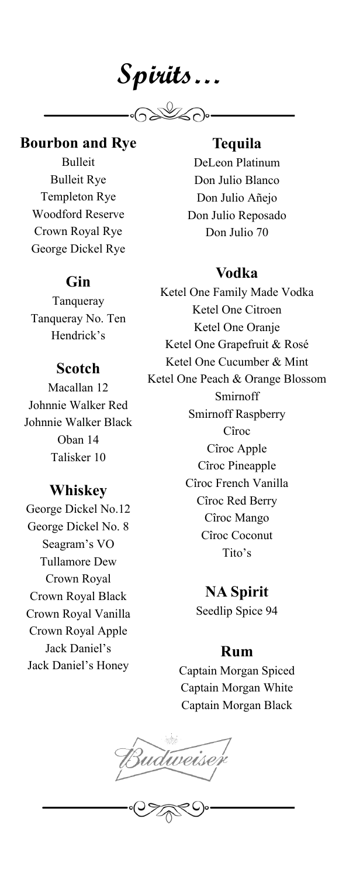# *Spirits…*

## Bourbon and Rye

Bulleit
Bulleit Rye
Templeton Rye
Woodford Reserve
Crown Royal Rye
George Dickel Rye

## Gin

Tanqueray
Tanqueray No. Ten
Hendrick's

## Scotch

Macallan 12
Johnnie Walker Red
Johnnie Walker Black
Oban 14
Talisker 10

## Whiskey

George Dickel No.12
George Dickel No. 8
Seagram's VO
Tullamore Dew
Crown Royal
Crown Royal Black
Crown Royal Vanilla
Crown Royal Apple
Jack Daniel's
Jack Daniel's Honey

## Tequila

DeLeon Platinum
Don Julio Blanco
Don Julio Añejo
Don Julio Reposado
Don Julio 70

## Vodka

Ketel One Family Made Vodka
Ketel One Citroen
Ketel One Oranje
Ketel One Grapefruit & Rosé
Ketel One Cucumber & Mint
Ketel One Peach & Orange Blossom
Smirnoff
Smirnoff Raspberry
Cîroc
Cîroc Apple
Cîroc Pineapple
Cîroc French Vanilla
Cîroc Red Berry
Cîroc Mango
Cîroc Coconut
Tito's

## NA Spirit

Seedlip Spice 94

## Rum

Captain Morgan Spiced
Captain Morgan White
Captain Morgan Black

Budweiser